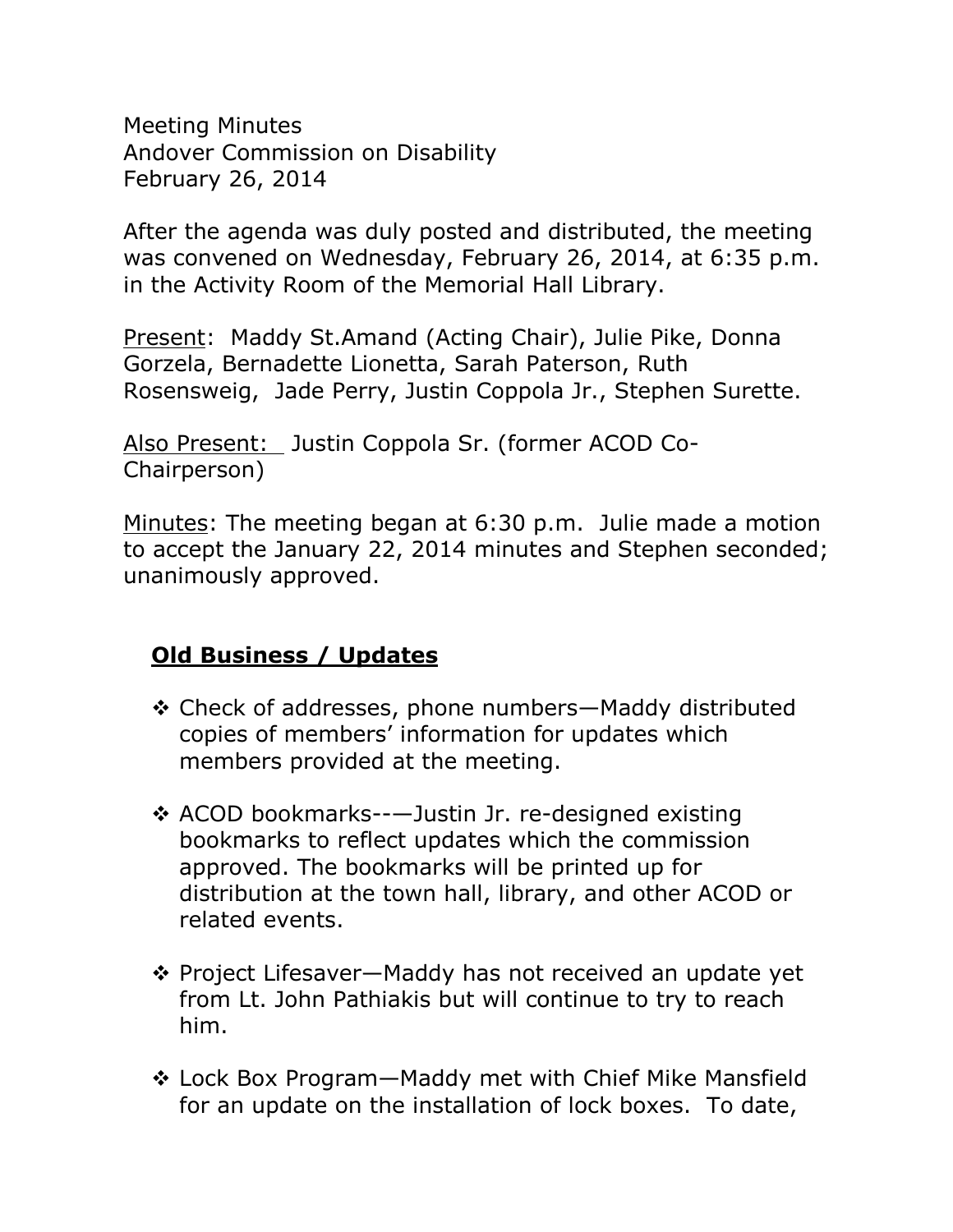Meeting Minutes
Andover Commission on Disability
February 26, 2014

After the agenda was duly posted and distributed, the meeting was convened on Wednesday, February 26, 2014, at 6:35 p.m. in the Activity Room of the Memorial Hall Library.

Present: Maddy St.Amand (Acting Chair), Julie Pike, Donna Gorzela, Bernadette Lionetta, Sarah Paterson, Ruth Rosensweig, Jade Perry, Justin Coppola Jr., Stephen Surette.

Also Present: Justin Coppola Sr. (former ACOD Co-Chairperson)

Minutes: The meeting began at 6:30 p.m. Julie made a motion to accept the January 22, 2014 minutes and Stephen seconded; unanimously approved.

## Old Business / Updates

- ❖ Check of addresses, phone numbers—Maddy distributed copies of members' information for updates which members provided at the meeting.
- ❖ ACOD bookmarks---—Justin Jr. re-designed existing bookmarks to reflect updates which the commission approved. The bookmarks will be printed up for distribution at the town hall, library, and other ACOD or related events.
- ❖ Project Lifesaver—Maddy has not received an update yet from Lt. John Pathiakis but will continue to try to reach him.
- ❖ Lock Box Program—Maddy met with Chief Mike Mansfield for an update on the installation of lock boxes. To date,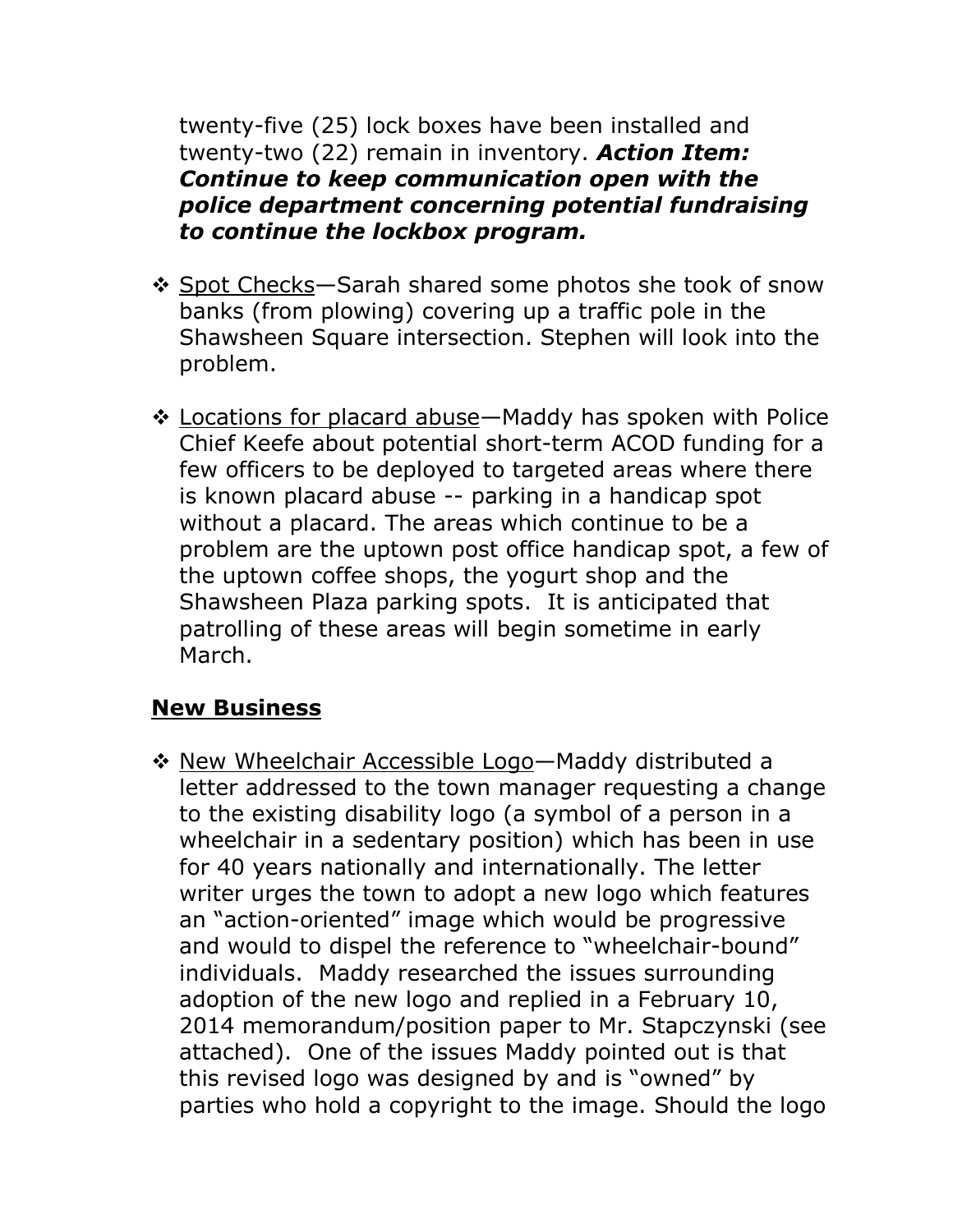twenty-five (25) lock boxes have been installed and twenty-two (22) remain in inventory. ***Action Item: Continue to keep communication open with the police department concerning potential fundraising to continue the lockbox program.***

- Spot Checks—Sarah shared some photos she took of snow banks (from plowing) covering up a traffic pole in the Shawsheen Square intersection. Stephen will look into the problem.

- Locations for placard abuse—Maddy has spoken with Police Chief Keefe about potential short-term ACOD funding for a few officers to be deployed to targeted areas where there is known placard abuse -- parking in a handicap spot without a placard. The areas which continue to be a problem are the uptown post office handicap spot, a few of the uptown coffee shops, the yogurt shop and the Shawsheen Plaza parking spots. It is anticipated that patrolling of these areas will begin sometime in early March.

## New Business

- New Wheelchair Accessible Logo—Maddy distributed a letter addressed to the town manager requesting a change to the existing disability logo (a symbol of a person in a wheelchair in a sedentary position) which has been in use for 40 years nationally and internationally. The letter writer urges the town to adopt a new logo which features an "action-oriented" image which would be progressive and would to dispel the reference to "wheelchair-bound" individuals. Maddy researched the issues surrounding adoption of the new logo and replied in a February 10, 2014 memorandum/position paper to Mr. Stapczynski (see attached). One of the issues Maddy pointed out is that this revised logo was designed by and is "owned" by parties who hold a copyright to the image. Should the logo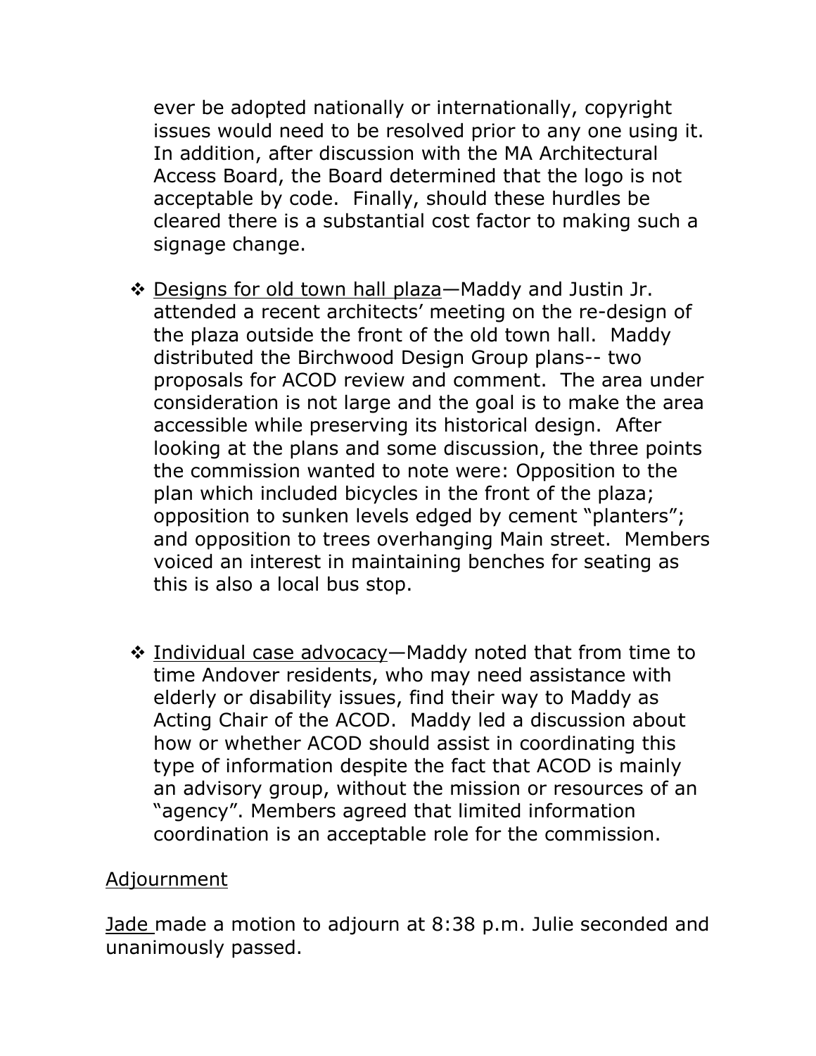ever be adopted nationally or internationally, copyright issues would need to be resolved prior to any one using it. In addition, after discussion with the MA Architectural Access Board, the Board determined that the logo is not acceptable by code. Finally, should these hurdles be cleared there is a substantial cost factor to making such a signage change.

- <u>Designs for old town hall plaza</u>—Maddy and Justin Jr. attended a recent architects' meeting on the re-design of the plaza outside the front of the old town hall. Maddy distributed the Birchwood Design Group plans-- two proposals for ACOD review and comment. The area under consideration is not large and the goal is to make the area accessible while preserving its historical design. After looking at the plans and some discussion, the three points the commission wanted to note were: Opposition to the plan which included bicycles in the front of the plaza; opposition to sunken levels edged by cement "planters"; and opposition to trees overhanging Main street. Members voiced an interest in maintaining benches for seating as this is also a local bus stop.

- <u>Individual case advocacy</u>—Maddy noted that from time to time Andover residents, who may need assistance with elderly or disability issues, find their way to Maddy as Acting Chair of the ACOD. Maddy led a discussion about how or whether ACOD should assist in coordinating this type of information despite the fact that ACOD is mainly an advisory group, without the mission or resources of an "agency". Members agreed that limited information coordination is an acceptable role for the commission.

<u>Adjournment</u>

<u>Jade</u> made a motion to adjourn at 8:38 p.m. Julie seconded and unanimously passed.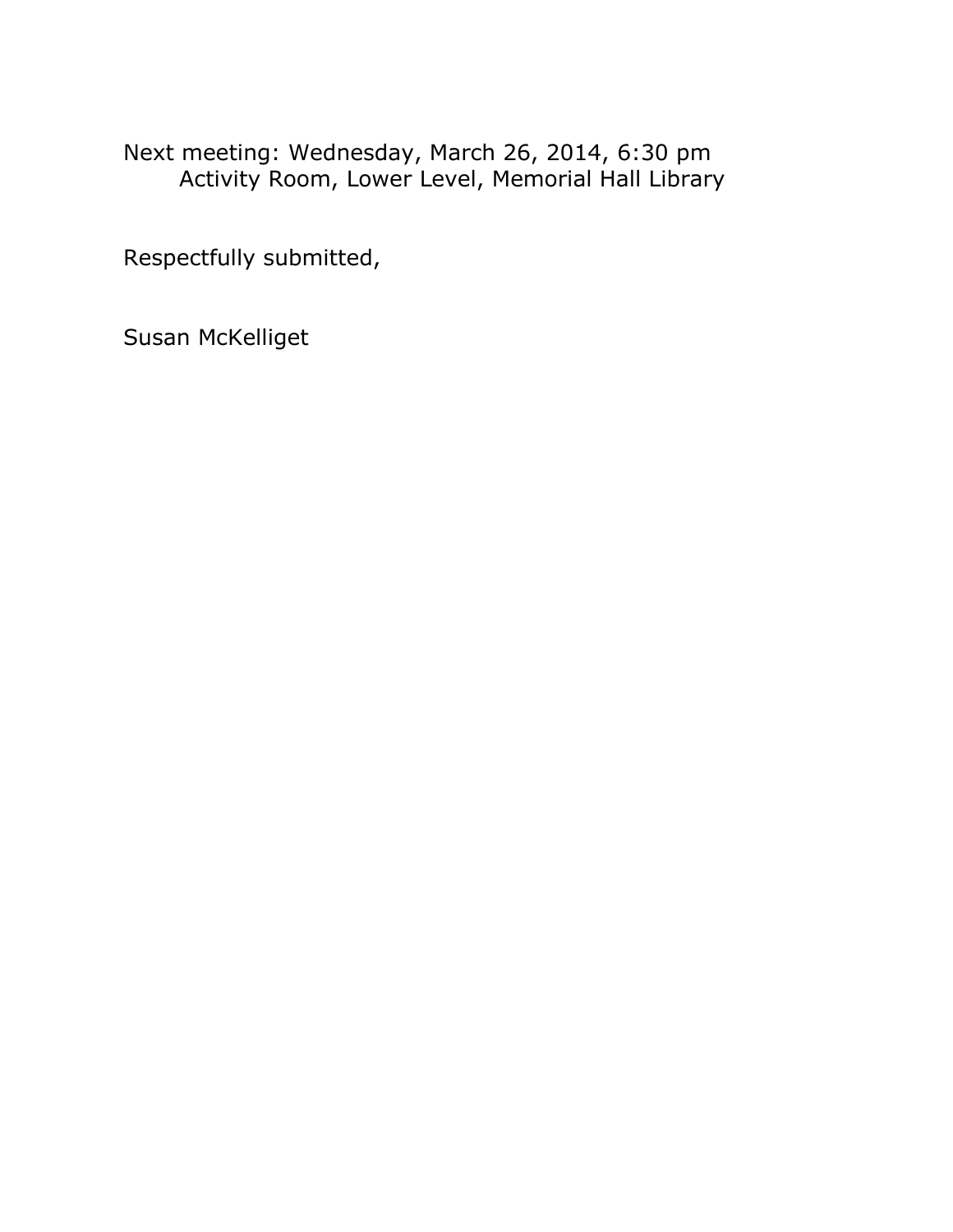Next meeting: Wednesday, March 26, 2014, 6:30 pm
Activity Room, Lower Level, Memorial Hall Library

Respectfully submitted,

Susan McKelliget